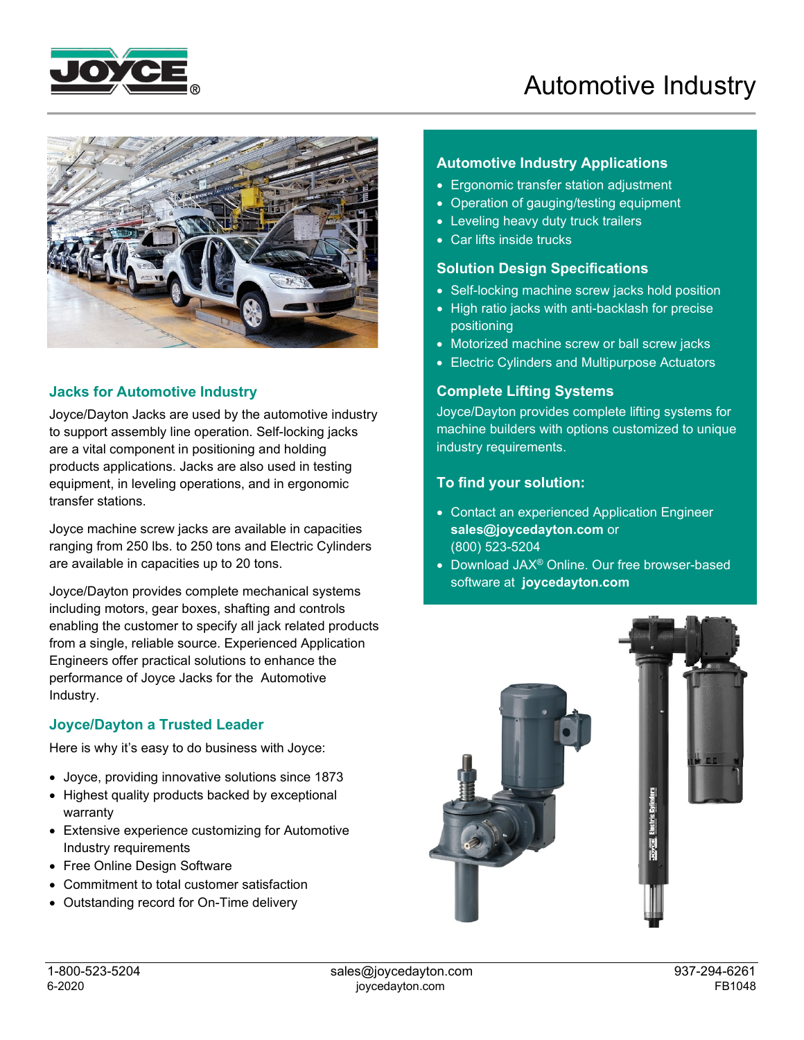# Automotive Industry

## Jacks for Automotive Industry

Joyce/Dayton Jacks are used by the automotive industry to support assembly line operation. Self-locking jacks are a vital component in positioning and holding products applications. Jacks are also used in testing equipment, in leveling operations, and in ergonomic transfer stations.

Joyce machine screw jacks are available in capacities ranging from 250 lbs. to 250 tons and Electric Cylinders are available in capacities up to 20 tons.

Joyce/Dayton provides complete mechanical systems including motors, gear boxes, shafting and controls enabling the customer to specify all jack related products from a single, reliable source. Experienced Application Engineers offer practical solutions to enhance the performance of Joyce Jacks for the Automotive Industry.

## Joyce/Dayton a Trusted Leader

Here is why it's easy to do business with Joyce:

- Joyce, providing innovative solutions since 1873
- Highest quality products backed by exceptional warranty
- Extensive experience customizing for Automotive Industry requirements
- Free Online Design Software
- Commitment to total customer satisfaction
- Outstanding record for On-Time delivery

## Automotive Industry Applications

- Ergonomic transfer station adjustment
- Operation of gauging/testing equipment
- Leveling heavy duty truck trailers
- Car lifts inside trucks

## Solution Design Specifications

- Self-locking machine screw jacks hold position
- High ratio jacks with anti-backlash for precise positioning
- Motorized machine screw or ball screw jacks
- Electric Cylinders and Multipurpose Actuators

## Complete Lifting Systems

Joyce/Dayton provides complete lifting systems for machine builders with options customized to unique industry requirements.

## To find your solution:

- Contact an experienced Application Engineer **sales@joycedayton.com** or (800) 523-5204
- Download JAX® Online. Our free browser-based software at **joycedayton.com**

1-800-523-5204 | sales@joycedayton.com | 937-294-6261
6-2020 | joycedayton.com | FB1048